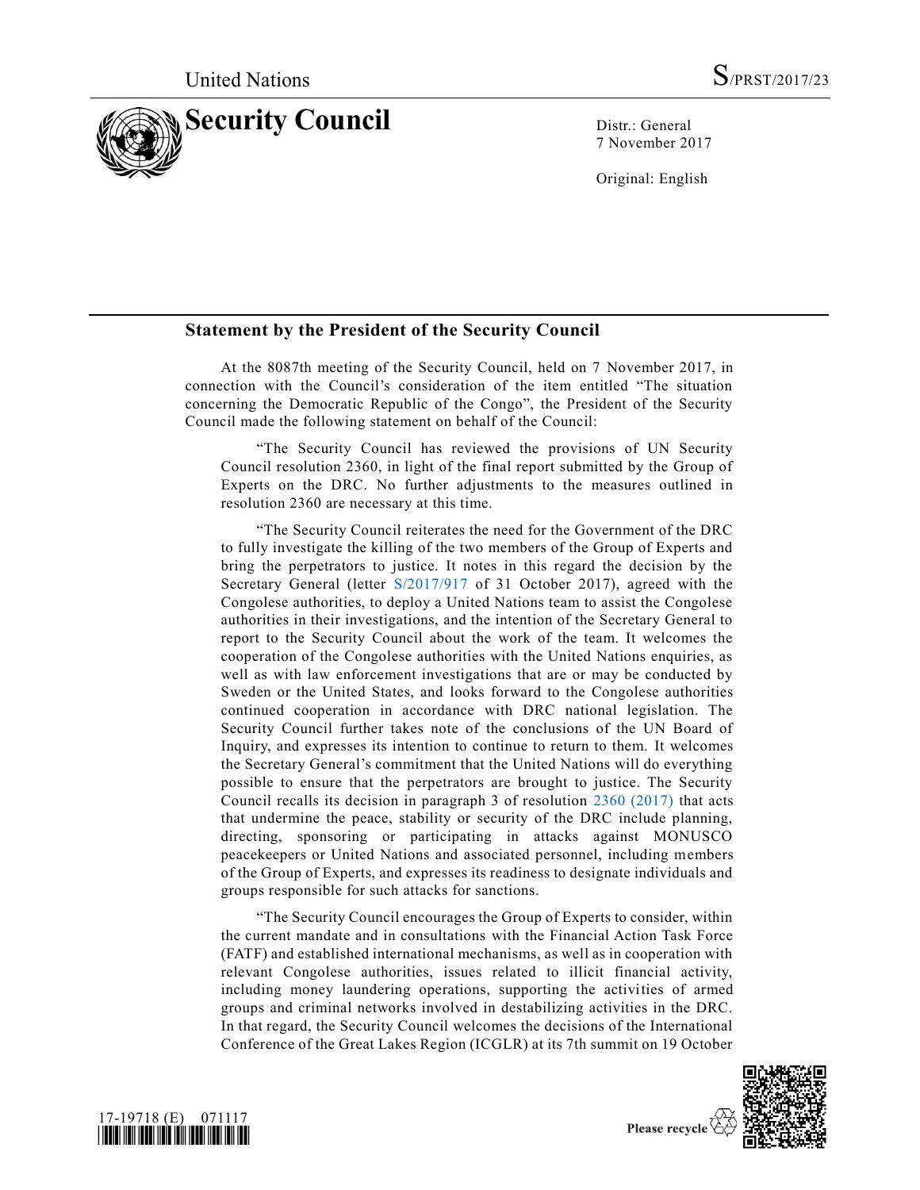United Nations S/PRST/2017/23

# Security Council

Distr.: General
7 November 2017

Original: English

## Statement by the President of the Security Council

At the 8087th meeting of the Security Council, held on 7 November 2017, in connection with the Council's consideration of the item entitled "The situation concerning the Democratic Republic of the Congo", the President of the Security Council made the following statement on behalf of the Council:

"The Security Council has reviewed the provisions of UN Security Council resolution 2360, in light of the final report submitted by the Group of Experts on the DRC. No further adjustments to the measures outlined in resolution 2360 are necessary at this time.

"The Security Council reiterates the need for the Government of the DRC to fully investigate the killing of the two members of the Group of Experts and bring the perpetrators to justice. It notes in this regard the decision by the Secretary General (letter S/2017/917 of 31 October 2017), agreed with the Congolese authorities, to deploy a United Nations team to assist the Congolese authorities in their investigations, and the intention of the Secretary General to report to the Security Council about the work of the team. It welcomes the cooperation of the Congolese authorities with the United Nations enquiries, as well as with law enforcement investigations that are or may be conducted by Sweden or the United States, and looks forward to the Congolese authorities continued cooperation in accordance with DRC national legislation. The Security Council further takes note of the conclusions of the UN Board of Inquiry, and expresses its intention to continue to return to them. It welcomes the Secretary General's commitment that the United Nations will do everything possible to ensure that the perpetrators are brought to justice. The Security Council recalls its decision in paragraph 3 of resolution 2360 (2017) that acts that undermine the peace, stability or security of the DRC include planning, directing, sponsoring or participating in attacks against MONUSCO peacekeepers or United Nations and associated personnel, including members of the Group of Experts, and expresses its readiness to designate individuals and groups responsible for such attacks for sanctions.

"The Security Council encourages the Group of Experts to consider, within the current mandate and in consultations with the Financial Action Task Force (FATF) and established international mechanisms, as well as in cooperation with relevant Congolese authorities, issues related to illicit financial activity, including money laundering operations, supporting the activities of armed groups and criminal networks involved in destabilizing activities in the DRC. In that regard, the Security Council welcomes the decisions of the International Conference of the Great Lakes Region (ICGLR) at its 7th summit on 19 October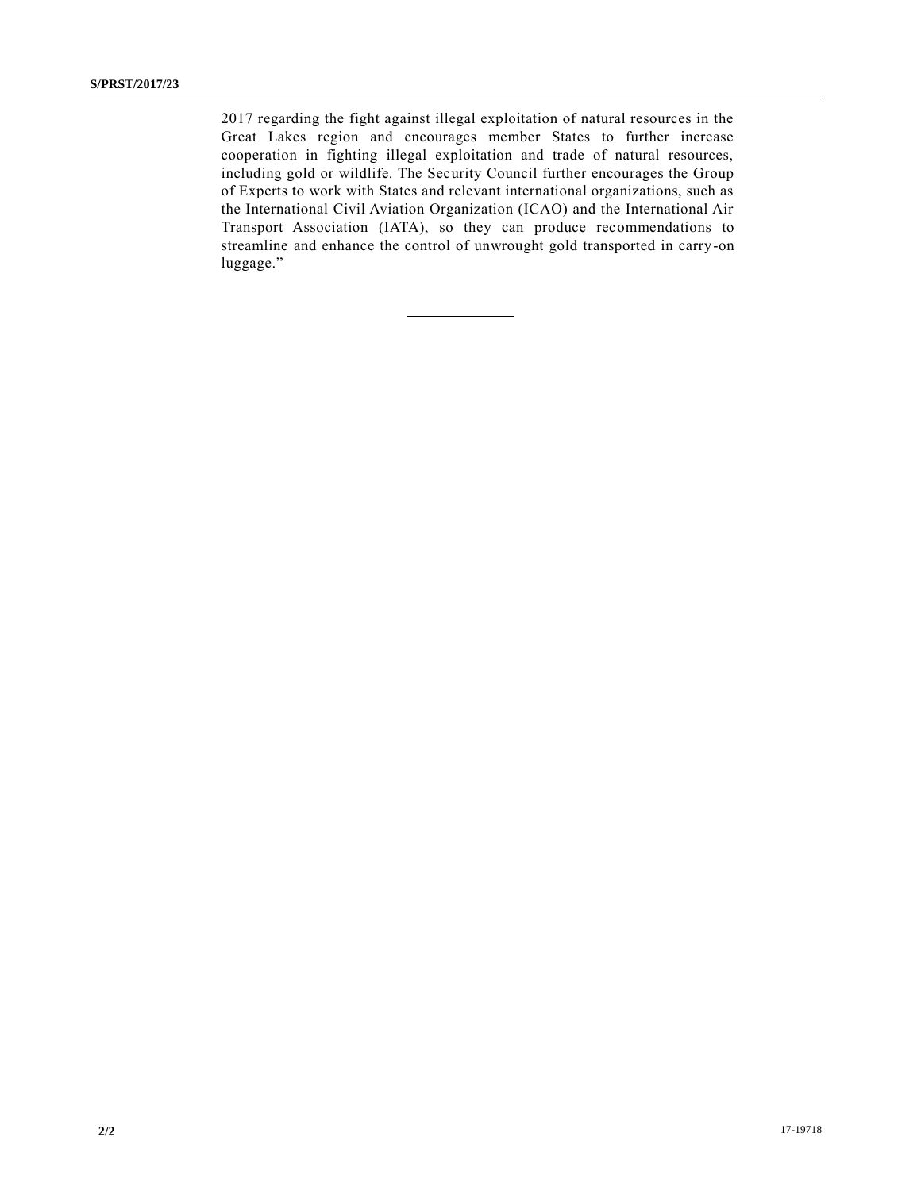2017 regarding the fight against illegal exploitation of natural resources in the Great Lakes region and encourages member States to further increase cooperation in fighting illegal exploitation and trade of natural resources, including gold or wildlife. The Security Council further encourages the Group of Experts to work with States and relevant international organizations, such as the International Civil Aviation Organization (ICAO) and the International Air Transport Association (IATA), so they can produce recommendations to streamline and enhance the control of unwrought gold transported in carry-on luggage."